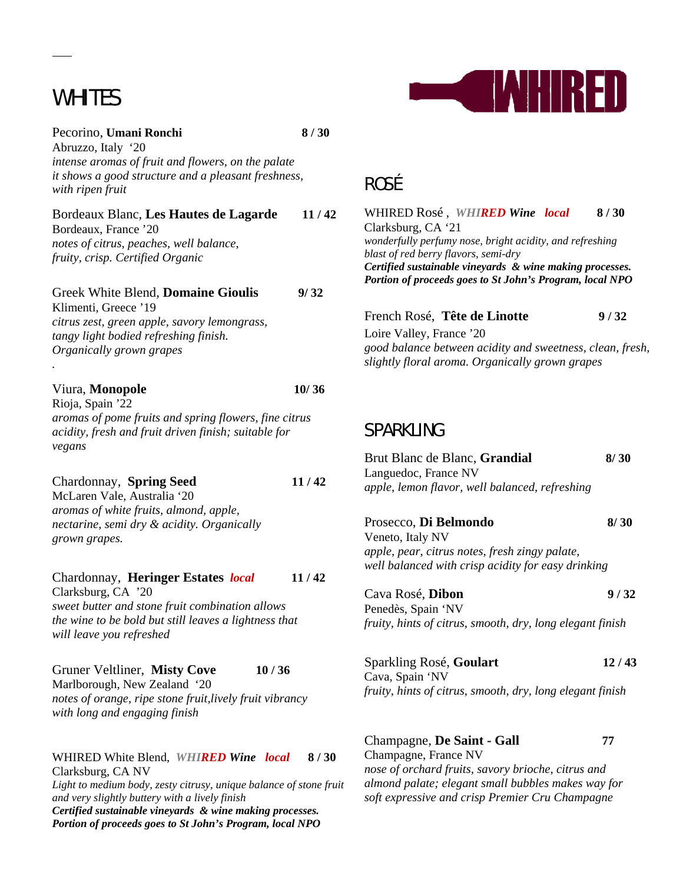# WHIRED

## WHITES

Pecorino, **Umani Ronchi** **8 / 30**
Abruzzo, Italy '20
*intense aromas of fruit and flowers, on the palate it shows a good structure and a pleasant freshness, with ripen fruit*

Bordeaux Blanc, **Les Hautes de Lagarde** **11 / 42**
Bordeaux, France '20
*notes of citrus, peaches, well balance, fruity, crisp. Certified Organic*

Greek White Blend, **Domaine Gioulis** **9/ 32**
Klimenti, Greece '19
*citrus zest, green apple, savory lemongrass, tangy light bodied refreshing finish. Organically grown grapes*

Viura, **Monopole** **10/ 36**
Rioja, Spain '22
*aromas of pome fruits and spring flowers, fine citrus acidity, fresh and fruit driven finish; suitable for vegans*

Chardonnay, **Spring Seed** **11 / 42**
McLaren Vale, Australia '20
*aromas of white fruits, almond, apple, nectarine, semi dry & acidity. Organically grown grapes.*

Chardonnay, **Heringer Estates** ***local*** **11 / 42**
Clarksburg, CA '20
*sweet butter and stone fruit combination allows the wine to be bold but still leaves a lightness that will leave you refreshed*

Gruner Veltliner, **Misty Cove** **10 / 36**
Marlborough, New Zealand '20
*notes of orange, ripe stone fruit,lively fruit vibrancy with long and engaging finish*

WHIRED White Blend, ***WHIRED Wine*** ***local*** **8 / 30**
Clarksburg, CA NV
*Light to medium body, zesty citrusy, unique balance of stone fruit and very slightly buttery with a lively finish*
***Certified sustainable vineyards & wine making processes.***
***Portion of proceeds goes to St John's Program, local NPO***

## ROSÉ

WHIRED Rosé , ***WHIRED Wine*** ***local*** **8 / 30**
Clarksburg, CA '21
*wonderfully perfumy nose, bright acidity, and refreshing blast of red berry flavors, semi-dry*
***Certified sustainable vineyards & wine making processes.***
***Portion of proceeds goes to St John's Program, local NPO***

French Rosé, **Tête de Linotte** **9 / 32**
Loire Valley, France '20
*good balance between acidity and sweetness, clean, fresh, slightly floral aroma. Organically grown grapes*

## SPARKLING

Brut Blanc de Blanc, **Grandial** **8/ 30**
Languedoc, France NV
*apple, lemon flavor, well balanced, refreshing*

Prosecco, **Di Belmondo** **8/ 30**
Veneto, Italy NV
*apple, pear, citrus notes, fresh zingy palate, well balanced with crisp acidity for easy drinking*

Cava Rosé, **Dibon** **9 / 32**
Penedès, Spain 'NV
*fruity, hints of citrus, smooth, dry, long elegant finish*

Sparkling Rosé, **Goulart** **12 / 43**
Cava, Spain 'NV
*fruity, hints of citrus, smooth, dry, long elegant finish*

Champagne, **De Saint - Gall** **77**
Champagne, France NV
*nose of orchard fruits, savory brioche, citrus and almond palate; elegant small bubbles makes way for soft expressive and crisp Premier Cru Champagne*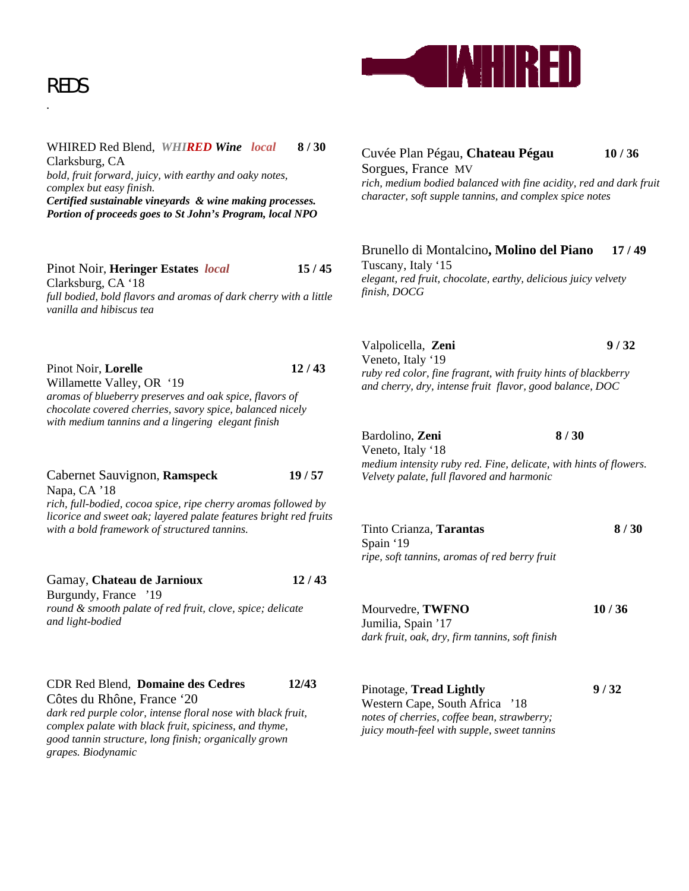# REDS

.

WHIRED Red Blend, ***WHIRED Wine*** *local* **8 / 30**
Clarksburg, CA
*bold, fruit forward, juicy, with earthy and oaky notes, complex but easy finish.*
***Certified sustainable vineyards & wine making processes.***
***Portion of proceeds goes to St John's Program, local NPO***

Pinot Noir, **Heringer Estates** *local* **15 / 45**
Clarksburg, CA '18
*full bodied, bold flavors and aromas of dark cherry with a little vanilla and hibiscus tea*

Pinot Noir, **Lorelle** **12 / 43**
Willamette Valley, OR '19
*aromas of blueberry preserves and oak spice, flavors of chocolate covered cherries, savory spice, balanced nicely with medium tannins and a lingering elegant finish*

Cabernet Sauvignon, **Ramspeck** **19 / 57**
Napa, CA '18
*rich, full-bodied, cocoa spice, ripe cherry aromas followed by licorice and sweet oak; layered palate features bright red fruits with a bold framework of structured tannins.*

Gamay, **Chateau de Jarnioux** **12 / 43**
Burgundy, France '19
*round & smooth palate of red fruit, clove, spice; delicate and light-bodied*

CDR Red Blend, **Domaine des Cedres** **12/43**
Côtes du Rhône, France '20
*dark red purple color, intense floral nose with black fruit, complex palate with black fruit, spiciness, and thyme, good tannin structure, long finish; organically grown grapes. Biodynamic*

Cuvée Plan Pégau, **Chateau Pégau** **10 / 36**
Sorgues, France MV
*rich, medium bodied balanced with fine acidity, red and dark fruit character, soft supple tannins, and complex spice notes*

Brunello di Montalcino**, Molino del Piano** **17 / 49**
Tuscany, Italy '15
*elegant, red fruit, chocolate, earthy, delicious juicy velvety finish, DOCG*

Valpolicella, **Zeni** **9 / 32**
Veneto, Italy '19
*ruby red color, fine fragrant, with fruity hints of blackberry and cherry, dry, intense fruit flavor, good balance, DOC*

Bardolino, **Zeni** **8 / 30**
Veneto, Italy '18
*medium intensity ruby red. Fine, delicate, with hints of flowers. Velvety palate, full flavored and harmonic*

Tinto Crianza, **Tarantas** **8 / 30**
Spain '19
*ripe, soft tannins, aromas of red berry fruit*

Mourvedre, **TWFNO** **10 / 36**
Jumilia, Spain '17
*dark fruit, oak, dry, firm tannins, soft finish*

Pinotage, **Tread Lightly** **9 / 32**
Western Cape, South Africa '18
*notes of cherries, coffee bean, strawberry; juicy mouth-feel with supple, sweet tannins*